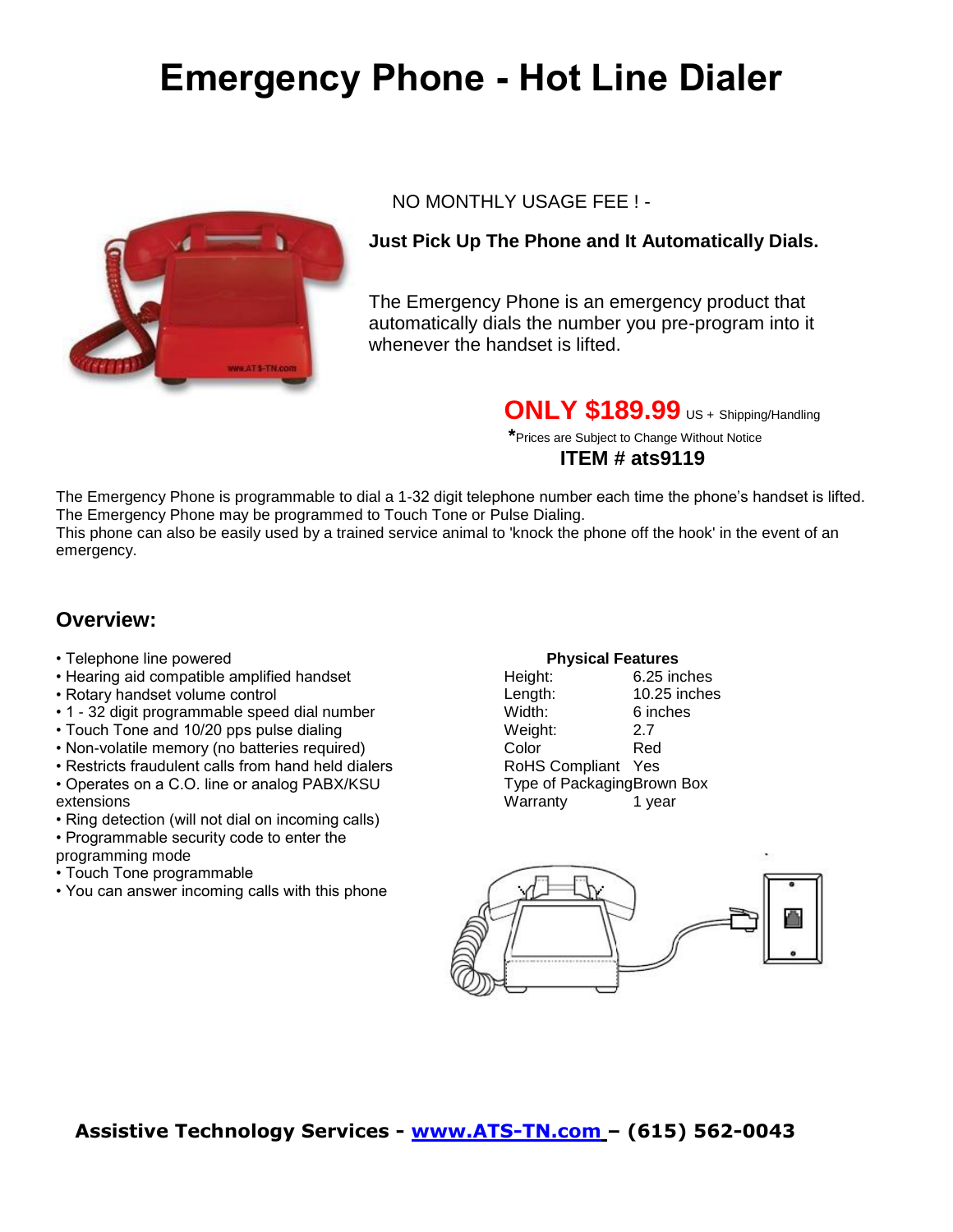# Emergency Phone - Hot Line Dialer

NO MONTHLY USAGE FEE ! -

**Just Pick Up The Phone and It Automatically Dials.**

The Emergency Phone is an emergency product that automatically dials the number you pre-program into it whenever the handset is lifted.

**ONLY $189.99** US + Shipping/Handling

*Prices are Subject to Change Without Notice

**ITEM # ats9119**

The Emergency Phone is programmable to dial a 1-32 digit telephone number each time the phone's handset is lifted. The Emergency Phone may be programmed to Touch Tone or Pulse Dialing.
This phone can also be easily used by a trained service animal to 'knock the phone off the hook' in the event of an emergency.

## Overview:

- Telephone line powered
- Hearing aid compatible amplified handset
- Rotary handset volume control
- 1 - 32 digit programmable speed dial number
- Touch Tone and 10/20 pps pulse dialing
- Non-volatile memory (no batteries required)
- Restricts fraudulent calls from hand held dialers
- Operates on a C.O. line or analog PABX/KSU extensions
- Ring detection (will not dial on incoming calls)
- Programmable security code to enter the programming mode
- Touch Tone programmable
- You can answer incoming calls with this phone

**Physical Features**

| | |
|---|---|
| Height: | 6.25 inches |
| Length: | 10.25 inches |
| Width: | 6 inches |
| Weight: | 2.7 |
| Color | Red |
| RoHS Compliant | Yes |
| Type of Packaging | Brown Box |
| Warranty | 1 year |

**Assistive Technology Services - www.ATS-TN.com – (615) 562-0043**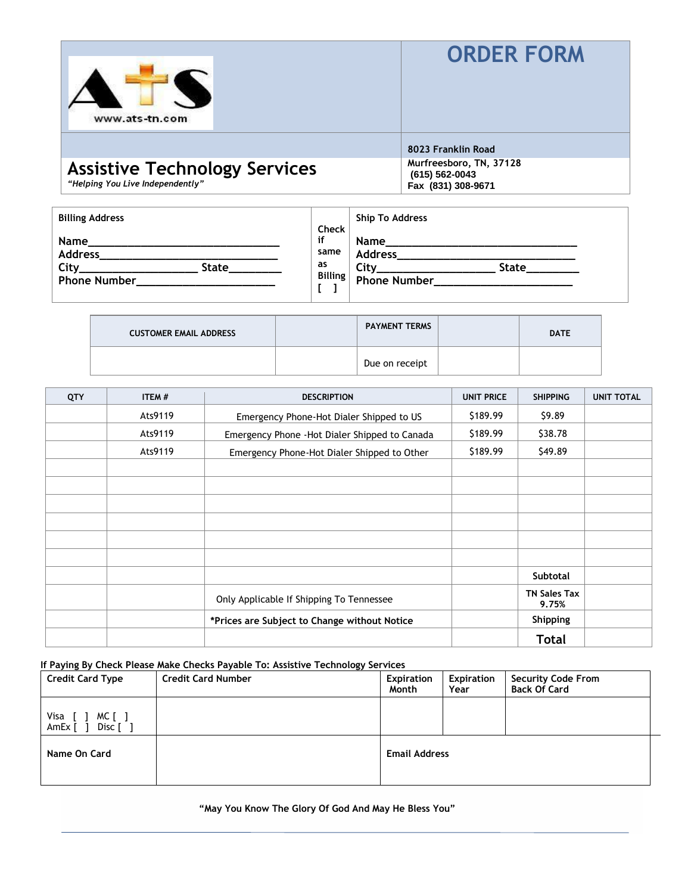A†S
www.ats-tn.com

# ORDER FORM

## Assistive Technology Services

*“Helping You Live Independently”*

8023 Franklin Road
Murfreesboro, TN, 37128
(615) 562-0043
Fax (831) 308-9671

| Billing Address | Check if same as Billing [ ] | Ship To Address |
|---|---|---|
| Name________________________________<br>Address______________________________<br>City____________________ State_________<br>Phone Number_______________________ | | Name________________________________<br>Address______________________________<br>City____________________ State_________<br>Phone Number_______________________ |

| CUSTOMER EMAIL ADDRESS | | PAYMENT TERMS | | DATE |
|---|---|---|---|---|
| | | Due on receipt | | |

| QTY | ITEM # | DESCRIPTION | UNIT PRICE | SHIPPING | UNIT TOTAL |
|---|---|---|---|---|---|
| | Ats9119 | Emergency Phone-Hot Dialer Shipped to US | $189.99 | $9.89 | |
| | Ats9119 | Emergency Phone -Hot Dialer Shipped to Canada | $189.99 | $38.78 | |
| | Ats9119 | Emergency Phone-Hot Dialer Shipped to Other | $189.99 | $49.89 | |
| | | | | | |
| | | | | | |
| | | | | | |
| | | | | | |
| | | | | | |
| | | | | | |
| | | | | Subtotal | |
| | | Only Applicable If Shipping To Tennessee | | TN Sales Tax 9.75% | |
| | | *Prices are Subject to Change without Notice | | Shipping | |
| | | | | **Total** | |

If Paying By Check Please Make Checks Payable To: Assistive Technology Services

| Credit Card Type | Credit Card Number | Expiration Month | Expiration Year | Security Code From Back Of Card |
|---|---|---|---|---|
| Visa [ ] MC [ ]<br>AmEx [ ] Disc [ ] | | | | |
| Name On Card | | Email Address | | |

“May You Know The Glory Of God And May He Bless You”